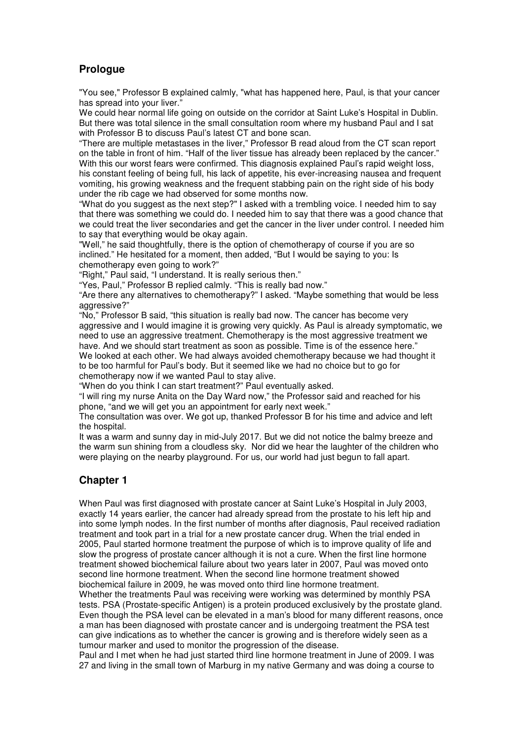## Prologue

"You see," Professor B explained calmly, "what has happened here, Paul, is that your cancer has spread into your liver."

We could hear normal life going on outside on the corridor at Saint Luke's Hospital in Dublin. But there was total silence in the small consultation room where my husband Paul and I sat with Professor B to discuss Paul's latest CT and bone scan.

"There are multiple metastases in the liver," Professor B read aloud from the CT scan report on the table in front of him. "Half of the liver tissue has already been replaced by the cancer."

With this our worst fears were confirmed. This diagnosis explained Paul's rapid weight loss, his constant feeling of being full, his lack of appetite, his ever-increasing nausea and frequent vomiting, his growing weakness and the frequent stabbing pain on the right side of his body under the rib cage we had observed for some months now.

"What do you suggest as the next step?" I asked with a trembling voice. I needed him to say that there was something we could do. I needed him to say that there was a good chance that we could treat the liver secondaries and get the cancer in the liver under control. I needed him to say that everything would be okay again.

"Well," he said thoughtfully, there is the option of chemotherapy of course if you are so inclined." He hesitated for a moment, then added, "But I would be saying to you: Is chemotherapy even going to work?"

"Right," Paul said, "I understand. It is really serious then."

"Yes, Paul," Professor B replied calmly. "This is really bad now."

"Are there any alternatives to chemotherapy?" I asked. "Maybe something that would be less aggressive?"

"No," Professor B said, "this situation is really bad now. The cancer has become very aggressive and I would imagine it is growing very quickly. As Paul is already symptomatic, we need to use an aggressive treatment. Chemotherapy is the most aggressive treatment we have. And we should start treatment as soon as possible. Time is of the essence here."

We looked at each other. We had always avoided chemotherapy because we had thought it to be too harmful for Paul's body. But it seemed like we had no choice but to go for chemotherapy now if we wanted Paul to stay alive.

"When do you think I can start treatment?" Paul eventually asked.

"I will ring my nurse Anita on the Day Ward now," the Professor said and reached for his phone, "and we will get you an appointment for early next week."

The consultation was over. We got up, thanked Professor B for his time and advice and left the hospital.

It was a warm and sunny day in mid-July 2017. But we did not notice the balmy breeze and the warm sun shining from a cloudless sky. Nor did we hear the laughter of the children who were playing on the nearby playground. For us, our world had just begun to fall apart.

## Chapter 1

When Paul was first diagnosed with prostate cancer at Saint Luke's Hospital in July 2003, exactly 14 years earlier, the cancer had already spread from the prostate to his left hip and into some lymph nodes. In the first number of months after diagnosis, Paul received radiation treatment and took part in a trial for a new prostate cancer drug. When the trial ended in 2005, Paul started hormone treatment the purpose of which is to improve quality of life and slow the progress of prostate cancer although it is not a cure. When the first line hormone treatment showed biochemical failure about two years later in 2007, Paul was moved onto second line hormone treatment. When the second line hormone treatment showed biochemical failure in 2009, he was moved onto third line hormone treatment.

Whether the treatments Paul was receiving were working was determined by monthly PSA tests. PSA (Prostate-specific Antigen) is a protein produced exclusively by the prostate gland. Even though the PSA level can be elevated in a man's blood for many different reasons, once a man has been diagnosed with prostate cancer and is undergoing treatment the PSA test can give indications as to whether the cancer is growing and is therefore widely seen as a tumour marker and used to monitor the progression of the disease.

Paul and I met when he had just started third line hormone treatment in June of 2009. I was 27 and living in the small town of Marburg in my native Germany and was doing a course to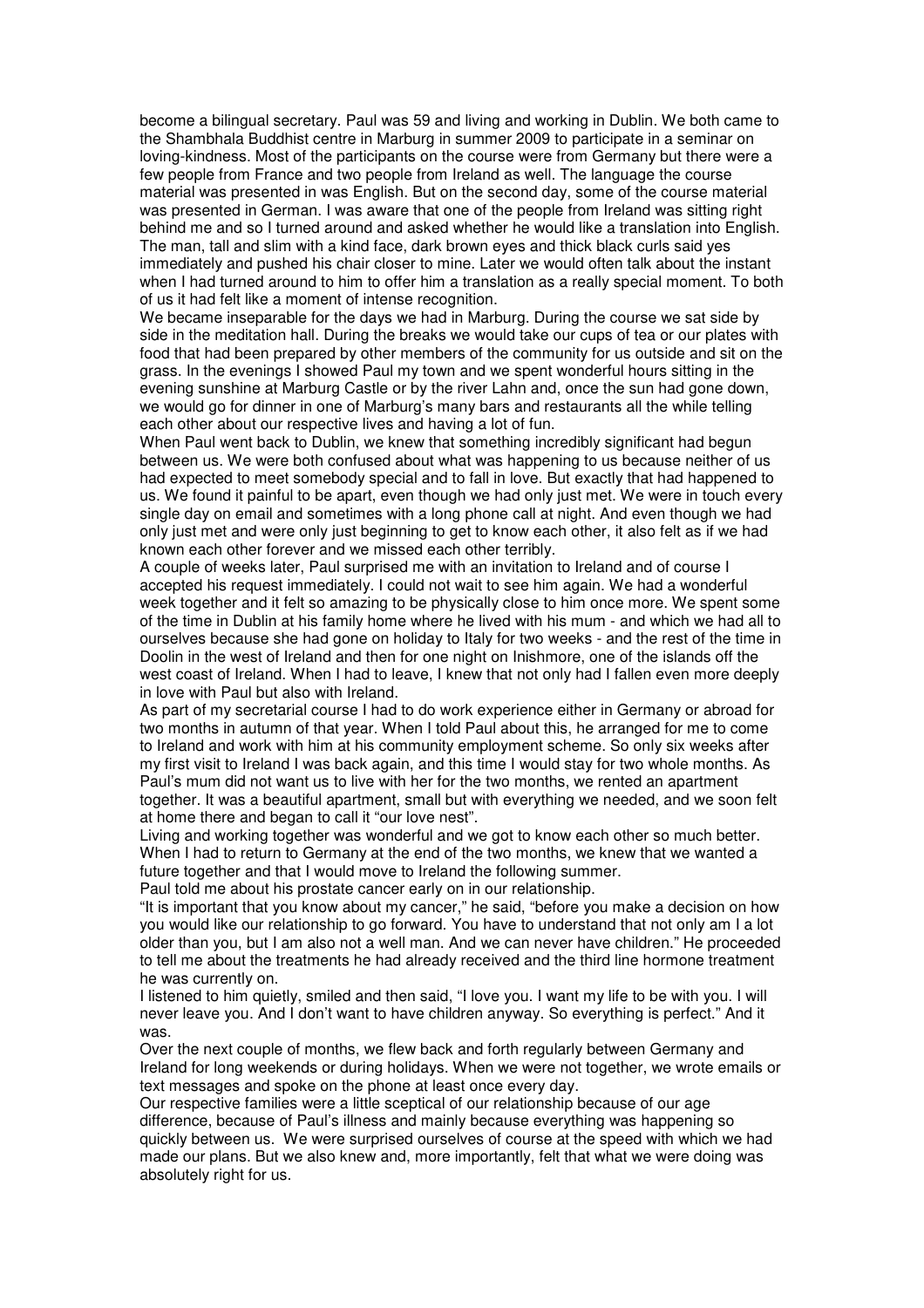become a bilingual secretary. Paul was 59 and living and working in Dublin. We both came to the Shambhala Buddhist centre in Marburg in summer 2009 to participate in a seminar on loving-kindness. Most of the participants on the course were from Germany but there were a few people from France and two people from Ireland as well. The language the course material was presented in was English. But on the second day, some of the course material was presented in German. I was aware that one of the people from Ireland was sitting right behind me and so I turned around and asked whether he would like a translation into English. The man, tall and slim with a kind face, dark brown eyes and thick black curls said yes immediately and pushed his chair closer to mine. Later we would often talk about the instant when I had turned around to him to offer him a translation as a really special moment. To both of us it had felt like a moment of intense recognition.

We became inseparable for the days we had in Marburg. During the course we sat side by side in the meditation hall. During the breaks we would take our cups of tea or our plates with food that had been prepared by other members of the community for us outside and sit on the grass. In the evenings I showed Paul my town and we spent wonderful hours sitting in the evening sunshine at Marburg Castle or by the river Lahn and, once the sun had gone down, we would go for dinner in one of Marburg's many bars and restaurants all the while telling each other about our respective lives and having a lot of fun.

When Paul went back to Dublin, we knew that something incredibly significant had begun between us. We were both confused about what was happening to us because neither of us had expected to meet somebody special and to fall in love. But exactly that had happened to us. We found it painful to be apart, even though we had only just met. We were in touch every single day on email and sometimes with a long phone call at night. And even though we had only just met and were only just beginning to get to know each other, it also felt as if we had known each other forever and we missed each other terribly.

A couple of weeks later, Paul surprised me with an invitation to Ireland and of course I accepted his request immediately. I could not wait to see him again. We had a wonderful week together and it felt so amazing to be physically close to him once more. We spent some of the time in Dublin at his family home where he lived with his mum - and which we had all to ourselves because she had gone on holiday to Italy for two weeks - and the rest of the time in Doolin in the west of Ireland and then for one night on Inishmore, one of the islands off the west coast of Ireland. When I had to leave, I knew that not only had I fallen even more deeply in love with Paul but also with Ireland.

As part of my secretarial course I had to do work experience either in Germany or abroad for two months in autumn of that year. When I told Paul about this, he arranged for me to come to Ireland and work with him at his community employment scheme. So only six weeks after my first visit to Ireland I was back again, and this time I would stay for two whole months. As Paul's mum did not want us to live with her for the two months, we rented an apartment together. It was a beautiful apartment, small but with everything we needed, and we soon felt at home there and began to call it "our love nest".

Living and working together was wonderful and we got to know each other so much better. When I had to return to Germany at the end of the two months, we knew that we wanted a future together and that I would move to Ireland the following summer.

Paul told me about his prostate cancer early on in our relationship.

"It is important that you know about my cancer," he said, "before you make a decision on how you would like our relationship to go forward. You have to understand that not only am I a lot older than you, but I am also not a well man. And we can never have children." He proceeded to tell me about the treatments he had already received and the third line hormone treatment he was currently on.

I listened to him quietly, smiled and then said, "I love you. I want my life to be with you. I will never leave you. And I don't want to have children anyway. So everything is perfect." And it was.

Over the next couple of months, we flew back and forth regularly between Germany and Ireland for long weekends or during holidays. When we were not together, we wrote emails or text messages and spoke on the phone at least once every day.

Our respective families were a little sceptical of our relationship because of our age difference, because of Paul's illness and mainly because everything was happening so quickly between us. We were surprised ourselves of course at the speed with which we had made our plans. But we also knew and, more importantly, felt that what we were doing was absolutely right for us.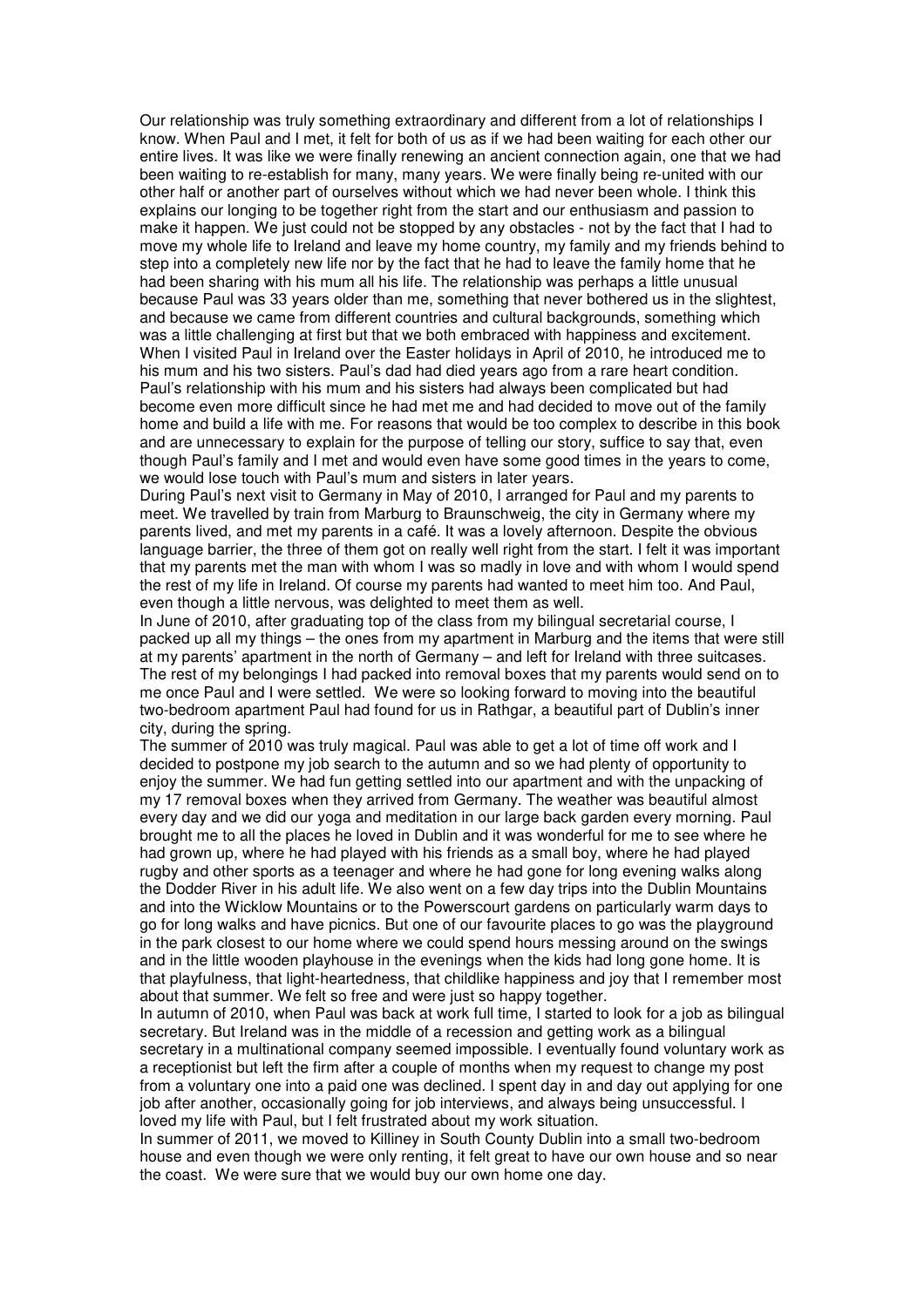Our relationship was truly something extraordinary and different from a lot of relationships I know. When Paul and I met, it felt for both of us as if we had been waiting for each other our entire lives. It was like we were finally renewing an ancient connection again, one that we had been waiting to re-establish for many, many years. We were finally being re-united with our other half or another part of ourselves without which we had never been whole. I think this explains our longing to be together right from the start and our enthusiasm and passion to make it happen. We just could not be stopped by any obstacles - not by the fact that I had to move my whole life to Ireland and leave my home country, my family and my friends behind to step into a completely new life nor by the fact that he had to leave the family home that he had been sharing with his mum all his life. The relationship was perhaps a little unusual because Paul was 33 years older than me, something that never bothered us in the slightest, and because we came from different countries and cultural backgrounds, something which was a little challenging at first but that we both embraced with happiness and excitement. When I visited Paul in Ireland over the Easter holidays in April of 2010, he introduced me to his mum and his two sisters. Paul's dad had died years ago from a rare heart condition. Paul's relationship with his mum and his sisters had always been complicated but had become even more difficult since he had met me and had decided to move out of the family home and build a life with me. For reasons that would be too complex to describe in this book and are unnecessary to explain for the purpose of telling our story, suffice to say that, even though Paul's family and I met and would even have some good times in the years to come, we would lose touch with Paul's mum and sisters in later years.

During Paul's next visit to Germany in May of 2010, I arranged for Paul and my parents to meet. We travelled by train from Marburg to Braunschweig, the city in Germany where my parents lived, and met my parents in a café. It was a lovely afternoon. Despite the obvious language barrier, the three of them got on really well right from the start. I felt it was important that my parents met the man with whom I was so madly in love and with whom I would spend the rest of my life in Ireland. Of course my parents had wanted to meet him too. And Paul, even though a little nervous, was delighted to meet them as well.

In June of 2010, after graduating top of the class from my bilingual secretarial course, I packed up all my things – the ones from my apartment in Marburg and the items that were still at my parents' apartment in the north of Germany – and left for Ireland with three suitcases. The rest of my belongings I had packed into removal boxes that my parents would send on to me once Paul and I were settled. We were so looking forward to moving into the beautiful two-bedroom apartment Paul had found for us in Rathgar, a beautiful part of Dublin's inner city, during the spring.

The summer of 2010 was truly magical. Paul was able to get a lot of time off work and I decided to postpone my job search to the autumn and so we had plenty of opportunity to enjoy the summer. We had fun getting settled into our apartment and with the unpacking of my 17 removal boxes when they arrived from Germany. The weather was beautiful almost every day and we did our yoga and meditation in our large back garden every morning. Paul brought me to all the places he loved in Dublin and it was wonderful for me to see where he had grown up, where he had played with his friends as a small boy, where he had played rugby and other sports as a teenager and where he had gone for long evening walks along the Dodder River in his adult life. We also went on a few day trips into the Dublin Mountains and into the Wicklow Mountains or to the Powerscourt gardens on particularly warm days to go for long walks and have picnics. But one of our favourite places to go was the playground in the park closest to our home where we could spend hours messing around on the swings and in the little wooden playhouse in the evenings when the kids had long gone home. It is that playfulness, that light-heartedness, that childlike happiness and joy that I remember most about that summer. We felt so free and were just so happy together.

In autumn of 2010, when Paul was back at work full time, I started to look for a job as bilingual secretary. But Ireland was in the middle of a recession and getting work as a bilingual secretary in a multinational company seemed impossible. I eventually found voluntary work as a receptionist but left the firm after a couple of months when my request to change my post from a voluntary one into a paid one was declined. I spent day in and day out applying for one job after another, occasionally going for job interviews, and always being unsuccessful. I loved my life with Paul, but I felt frustrated about my work situation.

In summer of 2011, we moved to Killiney in South County Dublin into a small two-bedroom house and even though we were only renting, it felt great to have our own house and so near the coast. We were sure that we would buy our own home one day.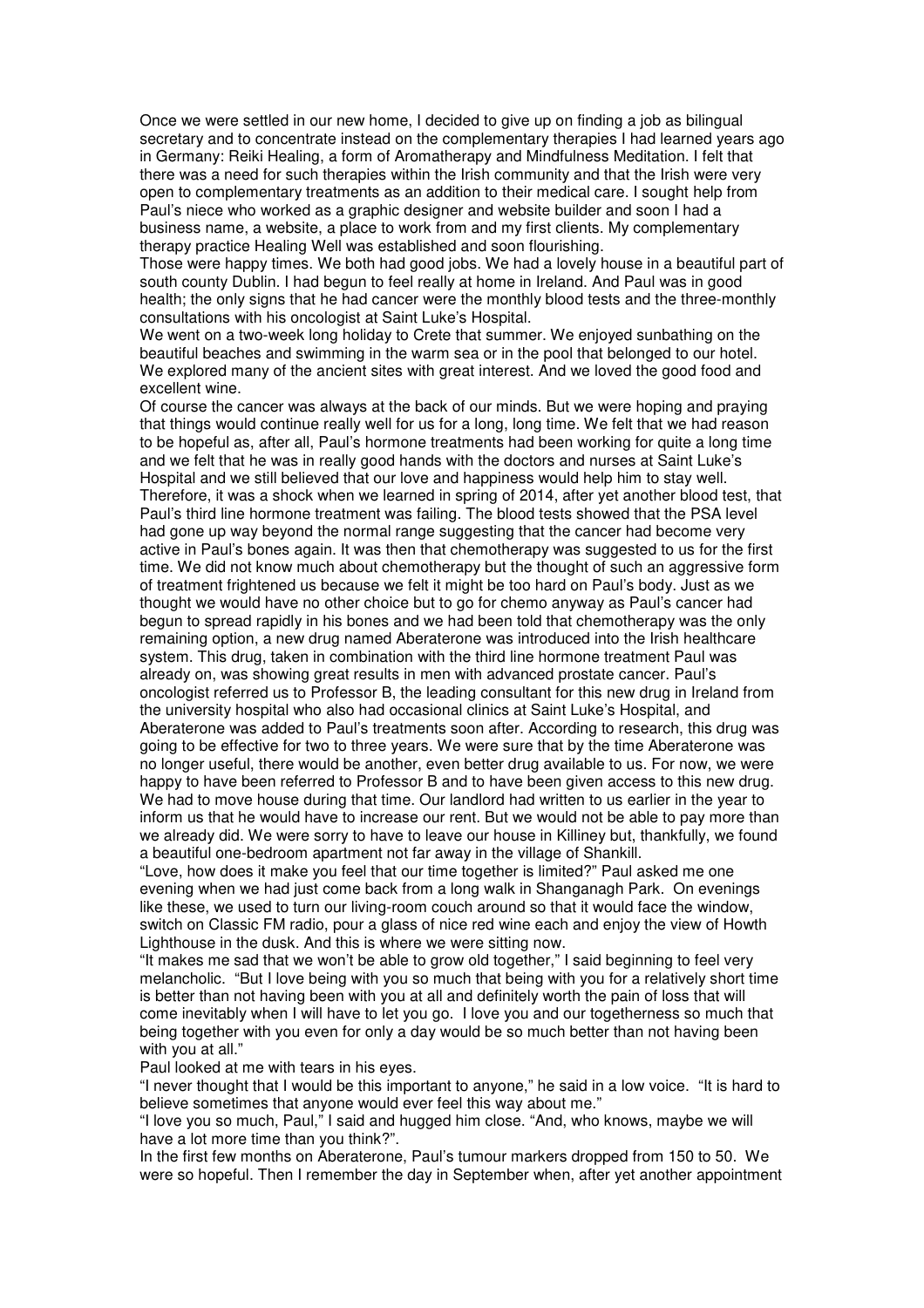Once we were settled in our new home, I decided to give up on finding a job as bilingual secretary and to concentrate instead on the complementary therapies I had learned years ago in Germany: Reiki Healing, a form of Aromatherapy and Mindfulness Meditation. I felt that there was a need for such therapies within the Irish community and that the Irish were very open to complementary treatments as an addition to their medical care. I sought help from Paul's niece who worked as a graphic designer and website builder and soon I had a business name, a website, a place to work from and my first clients. My complementary therapy practice Healing Well was established and soon flourishing.

Those were happy times. We both had good jobs. We had a lovely house in a beautiful part of south county Dublin. I had begun to feel really at home in Ireland. And Paul was in good health; the only signs that he had cancer were the monthly blood tests and the three-monthly consultations with his oncologist at Saint Luke's Hospital.

We went on a two-week long holiday to Crete that summer. We enjoyed sunbathing on the beautiful beaches and swimming in the warm sea or in the pool that belonged to our hotel. We explored many of the ancient sites with great interest. And we loved the good food and excellent wine.

Of course the cancer was always at the back of our minds. But we were hoping and praying that things would continue really well for us for a long, long time. We felt that we had reason to be hopeful as, after all, Paul's hormone treatments had been working for quite a long time and we felt that he was in really good hands with the doctors and nurses at Saint Luke's Hospital and we still believed that our love and happiness would help him to stay well.

Therefore, it was a shock when we learned in spring of 2014, after yet another blood test, that Paul's third line hormone treatment was failing. The blood tests showed that the PSA level had gone up way beyond the normal range suggesting that the cancer had become very active in Paul's bones again. It was then that chemotherapy was suggested to us for the first time. We did not know much about chemotherapy but the thought of such an aggressive form of treatment frightened us because we felt it might be too hard on Paul's body. Just as we thought we would have no other choice but to go for chemo anyway as Paul's cancer had begun to spread rapidly in his bones and we had been told that chemotherapy was the only remaining option, a new drug named Aberaterone was introduced into the Irish healthcare system. This drug, taken in combination with the third line hormone treatment Paul was already on, was showing great results in men with advanced prostate cancer. Paul's oncologist referred us to Professor B, the leading consultant for this new drug in Ireland from the university hospital who also had occasional clinics at Saint Luke's Hospital, and Aberaterone was added to Paul's treatments soon after. According to research, this drug was going to be effective for two to three years. We were sure that by the time Aberaterone was no longer useful, there would be another, even better drug available to us. For now, we were happy to have been referred to Professor B and to have been given access to this new drug.

We had to move house during that time. Our landlord had written to us earlier in the year to inform us that he would have to increase our rent. But we would not be able to pay more than we already did. We were sorry to have to leave our house in Killiney but, thankfully, we found a beautiful one-bedroom apartment not far away in the village of Shankill.

"Love, how does it make you feel that our time together is limited?" Paul asked me one evening when we had just come back from a long walk in Shanganagh Park. On evenings like these, we used to turn our living-room couch around so that it would face the window, switch on Classic FM radio, pour a glass of nice red wine each and enjoy the view of Howth Lighthouse in the dusk. And this is where we were sitting now.

"It makes me sad that we won't be able to grow old together," I said beginning to feel very melancholic. "But I love being with you so much that being with you for a relatively short time is better than not having been with you at all and definitely worth the pain of loss that will come inevitably when I will have to let you go. I love you and our togetherness so much that being together with you even for only a day would be so much better than not having been with you at all."

Paul looked at me with tears in his eyes.

"I never thought that I would be this important to anyone," he said in a low voice. "It is hard to believe sometimes that anyone would ever feel this way about me."

"I love you so much, Paul," I said and hugged him close. "And, who knows, maybe we will have a lot more time than you think?".

In the first few months on Aberaterone, Paul's tumour markers dropped from 150 to 50. We were so hopeful. Then I remember the day in September when, after yet another appointment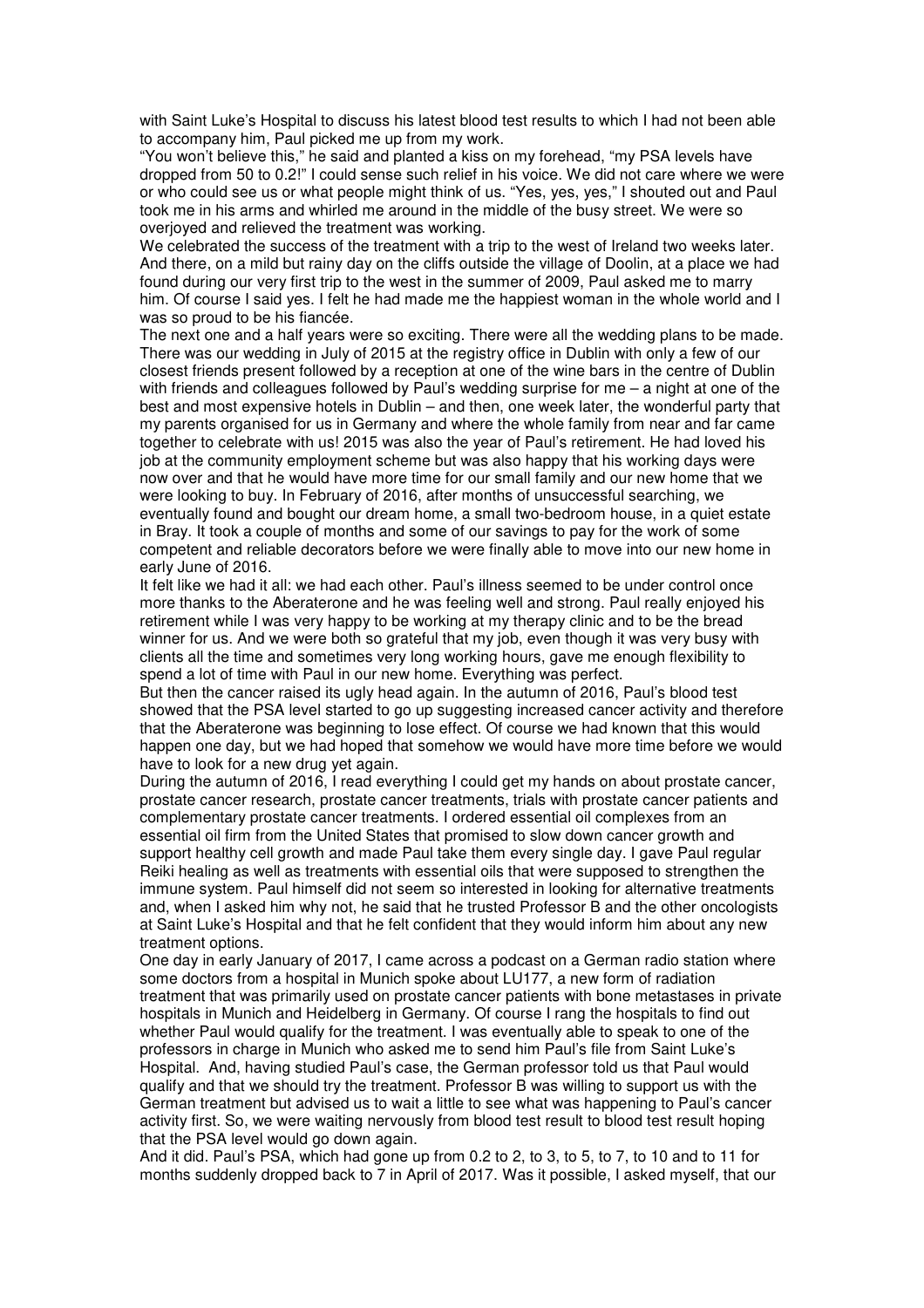with Saint Luke's Hospital to discuss his latest blood test results to which I had not been able to accompany him, Paul picked me up from my work.

"You won't believe this," he said and planted a kiss on my forehead, "my PSA levels have dropped from 50 to 0.2!" I could sense such relief in his voice. We did not care where we were or who could see us or what people might think of us. "Yes, yes, yes," I shouted out and Paul took me in his arms and whirled me around in the middle of the busy street. We were so overjoyed and relieved the treatment was working.

We celebrated the success of the treatment with a trip to the west of Ireland two weeks later. And there, on a mild but rainy day on the cliffs outside the village of Doolin, at a place we had found during our very first trip to the west in the summer of 2009, Paul asked me to marry him. Of course I said yes. I felt he had made me the happiest woman in the whole world and I was so proud to be his fiancée.

The next one and a half years were so exciting. There were all the wedding plans to be made. There was our wedding in July of 2015 at the registry office in Dublin with only a few of our closest friends present followed by a reception at one of the wine bars in the centre of Dublin with friends and colleagues followed by Paul's wedding surprise for me – a night at one of the best and most expensive hotels in Dublin – and then, one week later, the wonderful party that my parents organised for us in Germany and where the whole family from near and far came together to celebrate with us! 2015 was also the year of Paul's retirement. He had loved his job at the community employment scheme but was also happy that his working days were now over and that he would have more time for our small family and our new home that we were looking to buy. In February of 2016, after months of unsuccessful searching, we eventually found and bought our dream home, a small two-bedroom house, in a quiet estate in Bray. It took a couple of months and some of our savings to pay for the work of some competent and reliable decorators before we were finally able to move into our new home in early June of 2016.

It felt like we had it all: we had each other. Paul's illness seemed to be under control once more thanks to the Aberaterone and he was feeling well and strong. Paul really enjoyed his retirement while I was very happy to be working at my therapy clinic and to be the bread winner for us. And we were both so grateful that my job, even though it was very busy with clients all the time and sometimes very long working hours, gave me enough flexibility to spend a lot of time with Paul in our new home. Everything was perfect.

But then the cancer raised its ugly head again. In the autumn of 2016, Paul's blood test showed that the PSA level started to go up suggesting increased cancer activity and therefore that the Aberaterone was beginning to lose effect. Of course we had known that this would happen one day, but we had hoped that somehow we would have more time before we would have to look for a new drug yet again.

During the autumn of 2016, I read everything I could get my hands on about prostate cancer, prostate cancer research, prostate cancer treatments, trials with prostate cancer patients and complementary prostate cancer treatments. I ordered essential oil complexes from an essential oil firm from the United States that promised to slow down cancer growth and support healthy cell growth and made Paul take them every single day. I gave Paul regular Reiki healing as well as treatments with essential oils that were supposed to strengthen the immune system. Paul himself did not seem so interested in looking for alternative treatments and, when I asked him why not, he said that he trusted Professor B and the other oncologists at Saint Luke's Hospital and that he felt confident that they would inform him about any new treatment options.

One day in early January of 2017, I came across a podcast on a German radio station where some doctors from a hospital in Munich spoke about LU177, a new form of radiation treatment that was primarily used on prostate cancer patients with bone metastases in private hospitals in Munich and Heidelberg in Germany. Of course I rang the hospitals to find out whether Paul would qualify for the treatment. I was eventually able to speak to one of the professors in charge in Munich who asked me to send him Paul's file from Saint Luke's Hospital. And, having studied Paul's case, the German professor told us that Paul would qualify and that we should try the treatment. Professor B was willing to support us with the German treatment but advised us to wait a little to see what was happening to Paul's cancer activity first. So, we were waiting nervously from blood test result to blood test result hoping that the PSA level would go down again.

And it did. Paul's PSA, which had gone up from 0.2 to 2, to 3, to 5, to 7, to 10 and to 11 for months suddenly dropped back to 7 in April of 2017. Was it possible, I asked myself, that our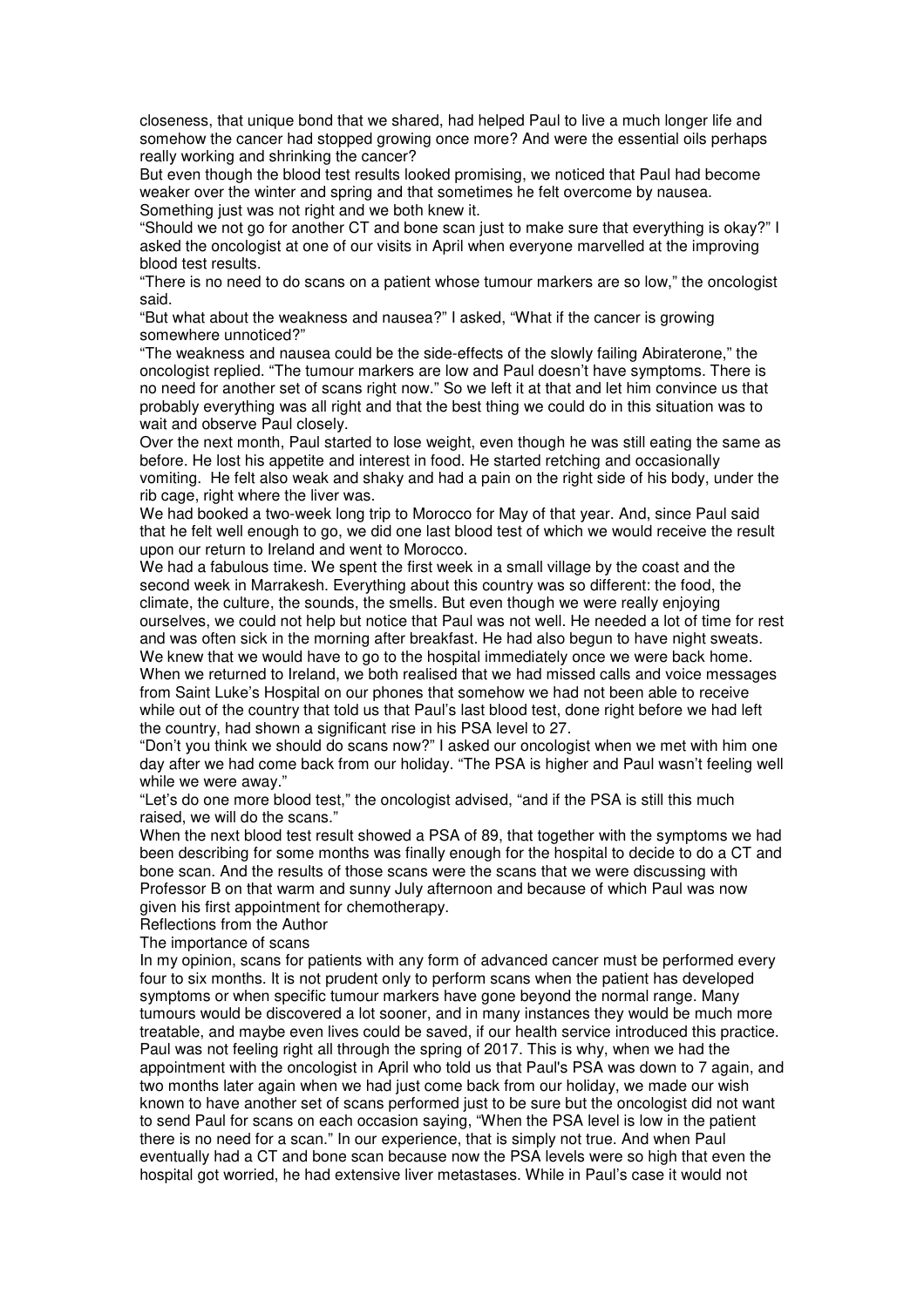closeness, that unique bond that we shared, had helped Paul to live a much longer life and somehow the cancer had stopped growing once more? And were the essential oils perhaps really working and shrinking the cancer?

But even though the blood test results looked promising, we noticed that Paul had become weaker over the winter and spring and that sometimes he felt overcome by nausea. Something just was not right and we both knew it.

"Should we not go for another CT and bone scan just to make sure that everything is okay?" I asked the oncologist at one of our visits in April when everyone marvelled at the improving blood test results.

"There is no need to do scans on a patient whose tumour markers are so low," the oncologist said.

"But what about the weakness and nausea?" I asked, "What if the cancer is growing somewhere unnoticed?"

"The weakness and nausea could be the side-effects of the slowly failing Abiraterone," the oncologist replied. "The tumour markers are low and Paul doesn't have symptoms. There is no need for another set of scans right now." So we left it at that and let him convince us that probably everything was all right and that the best thing we could do in this situation was to wait and observe Paul closely.

Over the next month, Paul started to lose weight, even though he was still eating the same as before. He lost his appetite and interest in food. He started retching and occasionally vomiting. He felt also weak and shaky and had a pain on the right side of his body, under the rib cage, right where the liver was.

We had booked a two-week long trip to Morocco for May of that year. And, since Paul said that he felt well enough to go, we did one last blood test of which we would receive the result upon our return to Ireland and went to Morocco.

We had a fabulous time. We spent the first week in a small village by the coast and the second week in Marrakesh. Everything about this country was so different: the food, the climate, the culture, the sounds, the smells. But even though we were really enjoying ourselves, we could not help but notice that Paul was not well. He needed a lot of time for rest and was often sick in the morning after breakfast. He had also begun to have night sweats. We knew that we would have to go to the hospital immediately once we were back home.

When we returned to Ireland, we both realised that we had missed calls and voice messages from Saint Luke's Hospital on our phones that somehow we had not been able to receive while out of the country that told us that Paul's last blood test, done right before we had left the country, had shown a significant rise in his PSA level to 27.

"Don't you think we should do scans now?" I asked our oncologist when we met with him one day after we had come back from our holiday. "The PSA is higher and Paul wasn't feeling well while we were away."

"Let's do one more blood test," the oncologist advised, "and if the PSA is still this much raised, we will do the scans."

When the next blood test result showed a PSA of 89, that together with the symptoms we had been describing for some months was finally enough for the hospital to decide to do a CT and bone scan. And the results of those scans were the scans that we were discussing with Professor B on that warm and sunny July afternoon and because of which Paul was now given his first appointment for chemotherapy.

## Reflections from the Author

### The importance of scans

In my opinion, scans for patients with any form of advanced cancer must be performed every four to six months. It is not prudent only to perform scans when the patient has developed symptoms or when specific tumour markers have gone beyond the normal range. Many tumours would be discovered a lot sooner, and in many instances they would be much more treatable, and maybe even lives could be saved, if our health service introduced this practice. Paul was not feeling right all through the spring of 2017. This is why, when we had the appointment with the oncologist in April who told us that Paul's PSA was down to 7 again, and two months later again when we had just come back from our holiday, we made our wish known to have another set of scans performed just to be sure but the oncologist did not want to send Paul for scans on each occasion saying, "When the PSA level is low in the patient there is no need for a scan." In our experience, that is simply not true. And when Paul eventually had a CT and bone scan because now the PSA levels were so high that even the hospital got worried, he had extensive liver metastases. While in Paul's case it would not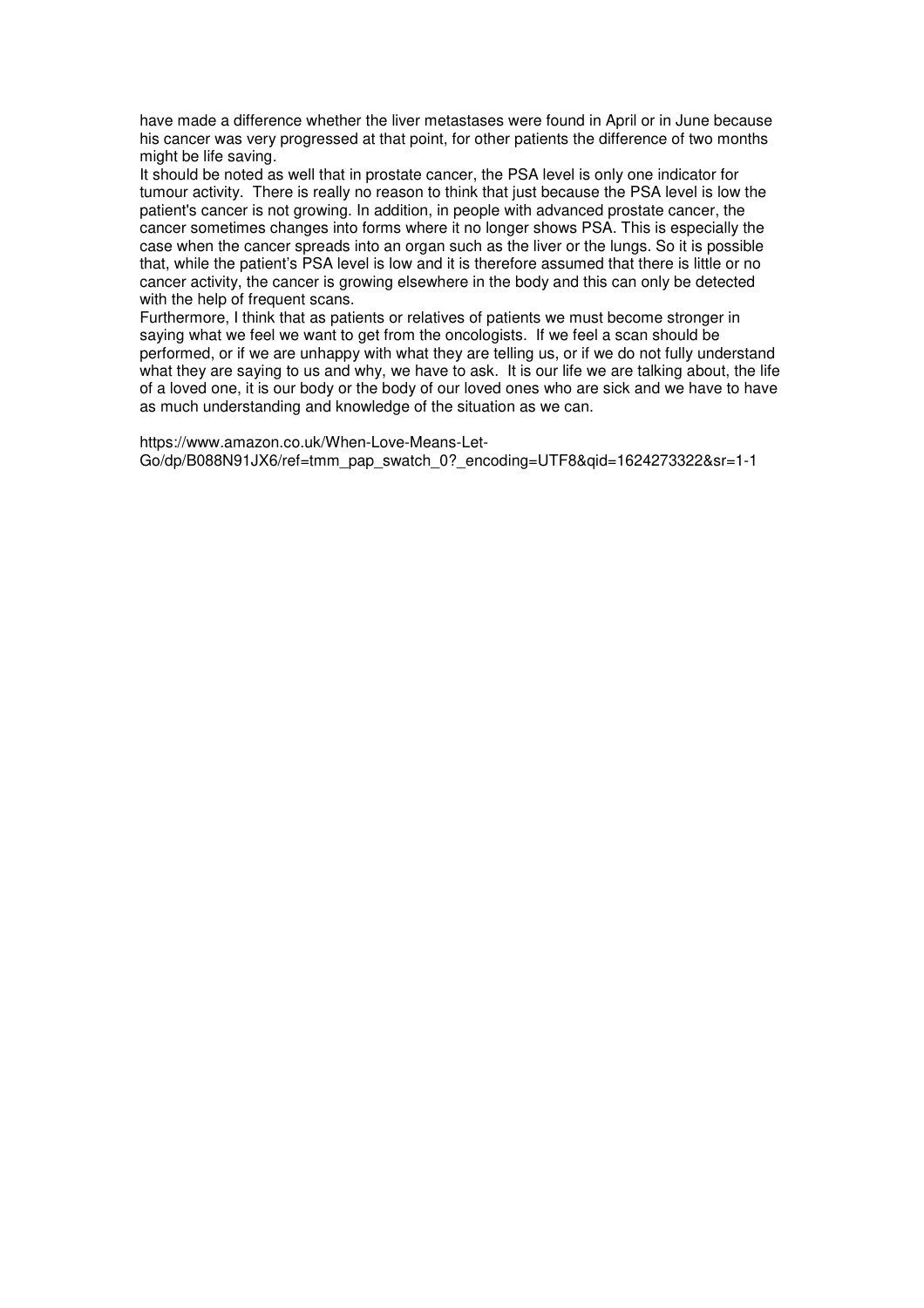have made a difference whether the liver metastases were found in April or in June because his cancer was very progressed at that point, for other patients the difference of two months might be life saving.

It should be noted as well that in prostate cancer, the PSA level is only one indicator for tumour activity. There is really no reason to think that just because the PSA level is low the patient's cancer is not growing. In addition, in people with advanced prostate cancer, the cancer sometimes changes into forms where it no longer shows PSA. This is especially the case when the cancer spreads into an organ such as the liver or the lungs. So it is possible that, while the patient's PSA level is low and it is therefore assumed that there is little or no cancer activity, the cancer is growing elsewhere in the body and this can only be detected with the help of frequent scans.

Furthermore, I think that as patients or relatives of patients we must become stronger in saying what we feel we want to get from the oncologists. If we feel a scan should be performed, or if we are unhappy with what they are telling us, or if we do not fully understand what they are saying to us and why, we have to ask. It is our life we are talking about, the life of a loved one, it is our body or the body of our loved ones who are sick and we have to have as much understanding and knowledge of the situation as we can.

https://www.amazon.co.uk/When-Love-Means-Let-Go/dp/B088N91JX6/ref=tmm_pap_swatch_0?_encoding=UTF8&qid=1624273322&sr=1-1